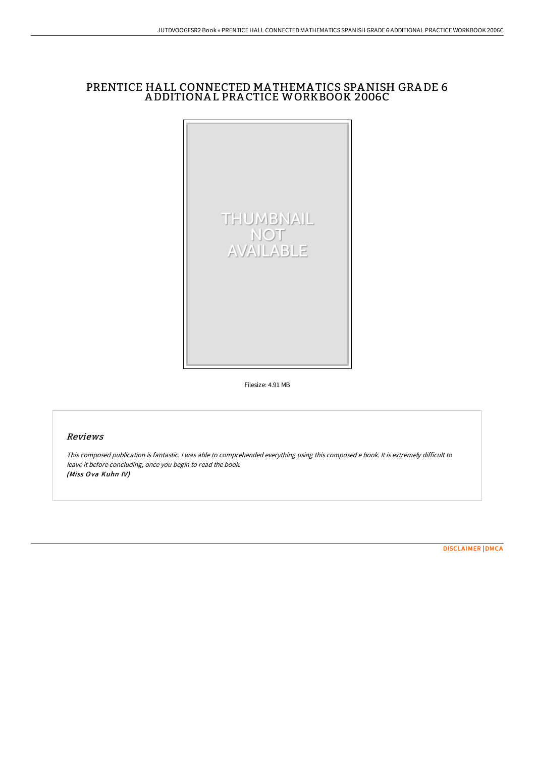# PRENTICE HALL CONNECTED MATHEMATICS SPANISH GRADE 6 ADDITIONAL PRACTICE WORKBOOK 2006C

Filesize: 4.91 MB

## *Reviews*

*This composed publication is fantastic. I was able to comprehended everything using this composed e book. It is extremely difficult to leave it before concluding, once you begin to read the book.*
*(Miss Ova Kuhn IV)*

[DISCLAIMER](#) | [DMCA](#)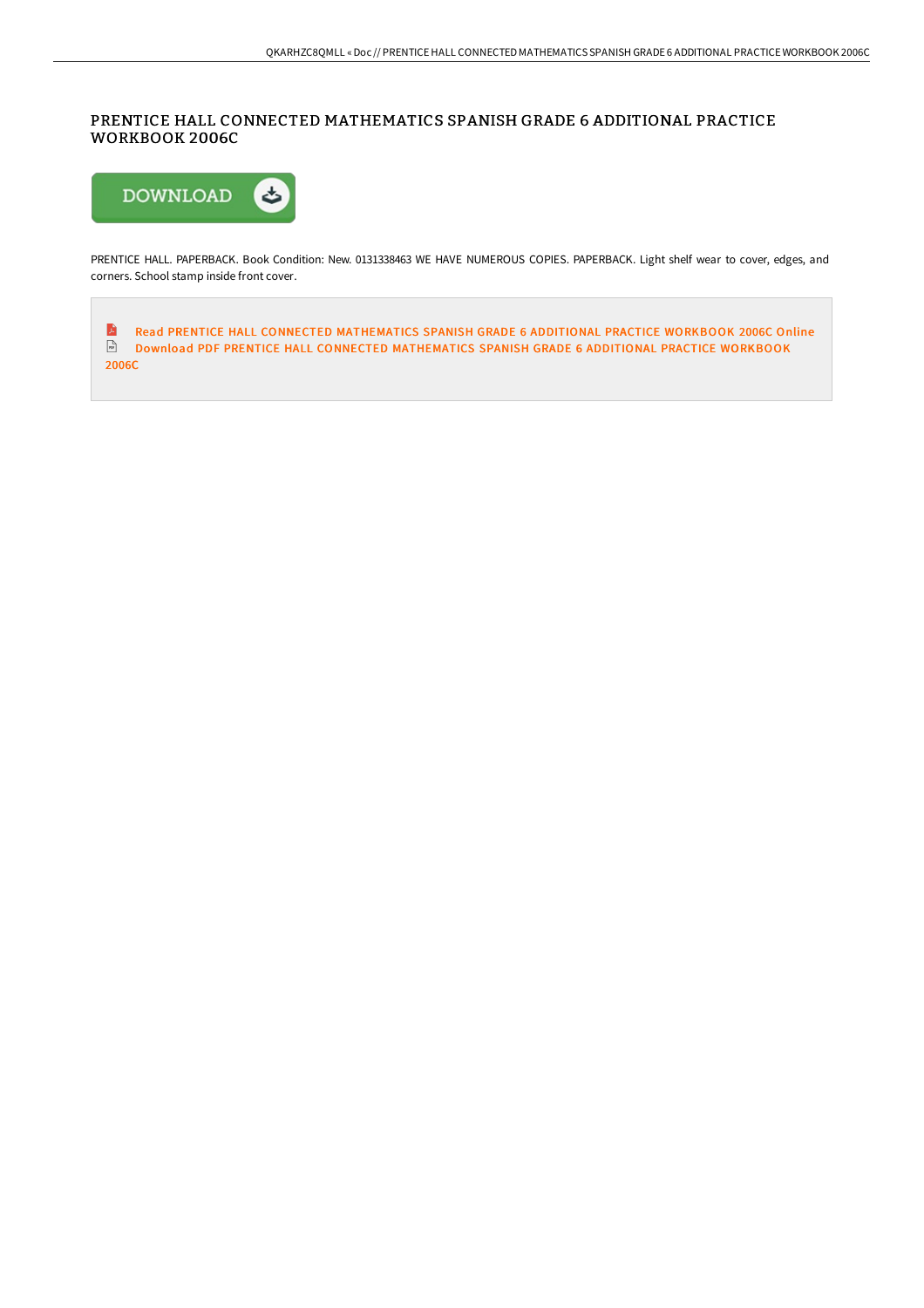# PRENTICE HALL CONNECTED MATHEMATICS SPANISH GRADE 6 ADDITIONAL PRACTICE WORKBOOK 2006C

PRENTICE HALL. PAPERBACK. Book Condition: New. 0131338463 WE HAVE NUMEROUS COPIES. PAPERBACK. Light shelf wear to cover, edges, and corners. School stamp inside front cover.

Read PRENTICE HALL CONNECTED MATHEMATICS SPANISH GRADE 6 ADDITIONAL PRACTICE WORKBOOK 2006C Online

Download PDF PRENTICE HALL CONNECTED MATHEMATICS SPANISH GRADE 6 ADDITIONAL PRACTICE WORKBOOK 2006C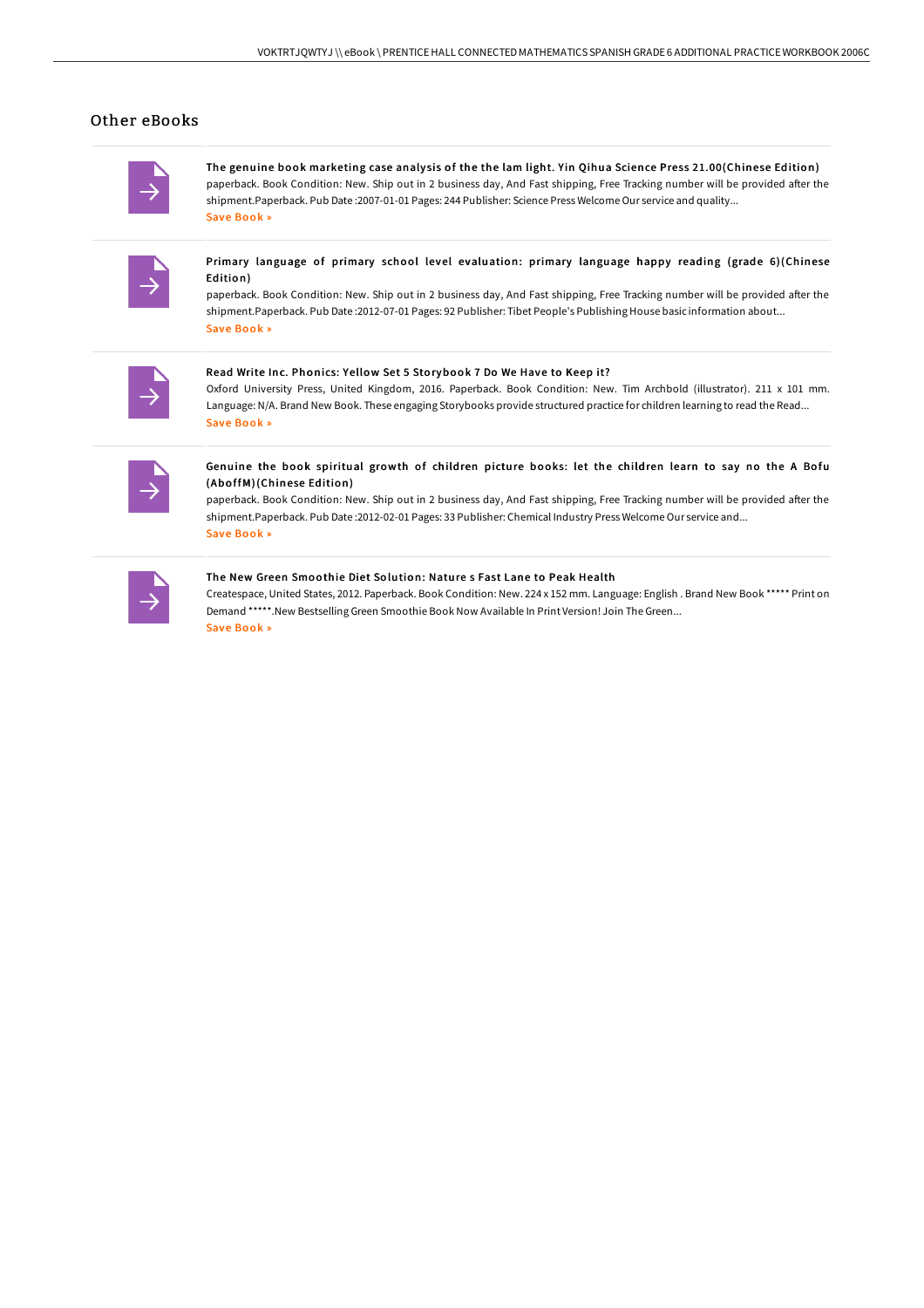## Other eBooks

**The genuine book marketing case analysis of the the lam light. Yin Qihua Science Press 21.00(Chinese Edition)**
paperback. Book Condition: New. Ship out in 2 business day, And Fast shipping, Free Tracking number will be provided after the shipment.Paperback. Pub Date :2007-01-01 Pages: 244 Publisher: Science Press Welcome Our service and quality...
Save Book »

**Primary language of primary school level evaluation: primary language happy reading (grade 6)(Chinese Edition)**
paperback. Book Condition: New. Ship out in 2 business day, And Fast shipping, Free Tracking number will be provided after the shipment.Paperback. Pub Date :2012-07-01 Pages: 92 Publisher: Tibet People's Publishing House basic information about...
Save Book »

**Read Write Inc. Phonics: Yellow Set 5 Storybook 7 Do We Have to Keep it?**
Oxford University Press, United Kingdom, 2016. Paperback. Book Condition: New. Tim Archbold (illustrator). 211 x 101 mm. Language: N/A. Brand New Book. These engaging Storybooks provide structured practice for children learning to read the Read...
Save Book »

**Genuine the book spiritual growth of children picture books: let the children learn to say no the A Bofu (AboffM)(Chinese Edition)**
paperback. Book Condition: New. Ship out in 2 business day, And Fast shipping, Free Tracking number will be provided after the shipment.Paperback. Pub Date :2012-02-01 Pages: 33 Publisher: Chemical Industry Press Welcome Our service and...
Save Book »

**The New Green Smoothie Diet Solution: Nature s Fast Lane to Peak Health**
Createspace, United States, 2012. Paperback. Book Condition: New. 224 x 152 mm. Language: English . Brand New Book ***** Print on Demand *****.New Bestselling Green Smoothie Book Now Available In Print Version! Join The Green...
Save Book »